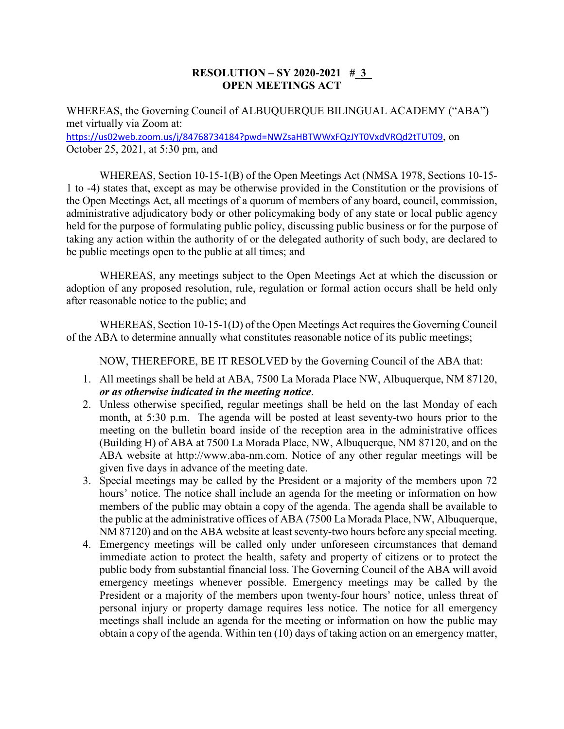**RESOLUTION – SY 2020-2021 # 3**
**OPEN MEETINGS ACT**

WHEREAS, the Governing Council of ALBUQUERQUE BILINGUAL ACADEMY ("ABA") met virtually via Zoom at: https://us02web.zoom.us/j/84768734184?pwd=NWZsaHBTWWxFQzJYT0VxdVRQd2tTUT09, on October 25, 2021, at 5:30 pm, and

WHEREAS, Section 10-15-1(B) of the Open Meetings Act (NMSA 1978, Sections 10-15-1 to -4) states that, except as may be otherwise provided in the Constitution or the provisions of the Open Meetings Act, all meetings of a quorum of members of any board, council, commission, administrative adjudicatory body or other policymaking body of any state or local public agency held for the purpose of formulating public policy, discussing public business or for the purpose of taking any action within the authority of or the delegated authority of such body, are declared to be public meetings open to the public at all times; and

WHEREAS, any meetings subject to the Open Meetings Act at which the discussion or adoption of any proposed resolution, rule, regulation or formal action occurs shall be held only after reasonable notice to the public; and

WHEREAS, Section 10-15-1(D) of the Open Meetings Act requires the Governing Council of the ABA to determine annually what constitutes reasonable notice of its public meetings;

NOW, THEREFORE, BE IT RESOLVED by the Governing Council of the ABA that:

1. All meetings shall be held at ABA, 7500 La Morada Place NW, Albuquerque, NM 87120, ***or as otherwise indicated in the meeting notice***.
2. Unless otherwise specified, regular meetings shall be held on the last Monday of each month, at 5:30 p.m. The agenda will be posted at least seventy-two hours prior to the meeting on the bulletin board inside of the reception area in the administrative offices (Building H) of ABA at 7500 La Morada Place, NW, Albuquerque, NM 87120, and on the ABA website at http://www.aba-nm.com. Notice of any other regular meetings will be given five days in advance of the meeting date.
3. Special meetings may be called by the President or a majority of the members upon 72 hours' notice. The notice shall include an agenda for the meeting or information on how members of the public may obtain a copy of the agenda. The agenda shall be available to the public at the administrative offices of ABA (7500 La Morada Place, NW, Albuquerque, NM 87120) and on the ABA website at least seventy-two hours before any special meeting.
4. Emergency meetings will be called only under unforeseen circumstances that demand immediate action to protect the health, safety and property of citizens or to protect the public body from substantial financial loss. The Governing Council of the ABA will avoid emergency meetings whenever possible. Emergency meetings may be called by the President or a majority of the members upon twenty-four hours' notice, unless threat of personal injury or property damage requires less notice. The notice for all emergency meetings shall include an agenda for the meeting or information on how the public may obtain a copy of the agenda. Within ten (10) days of taking action on an emergency matter,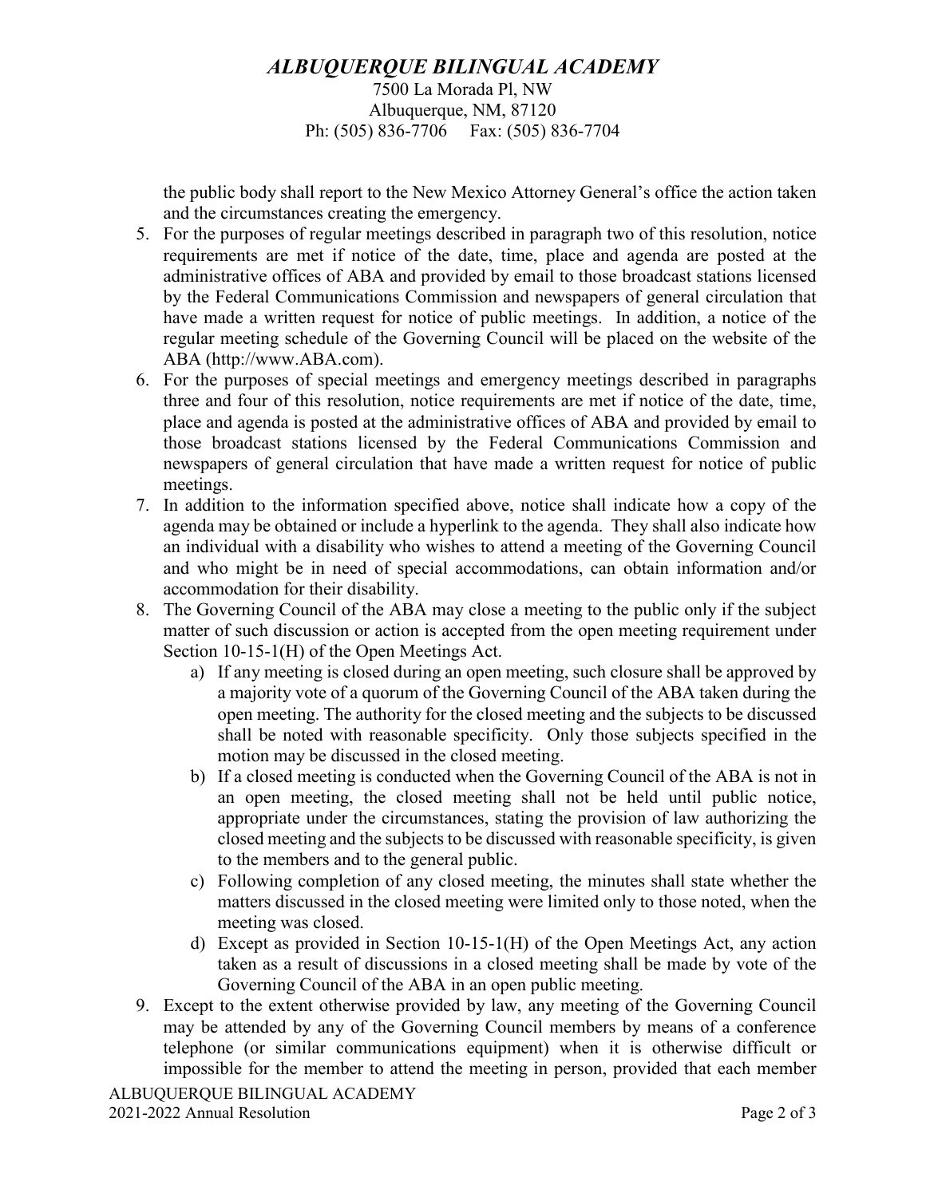the public body shall report to the New Mexico Attorney General's office the action taken and the circumstances creating the emergency.

5. For the purposes of regular meetings described in paragraph two of this resolution, notice requirements are met if notice of the date, time, place and agenda are posted at the administrative offices of ABA and provided by email to those broadcast stations licensed by the Federal Communications Commission and newspapers of general circulation that have made a written request for notice of public meetings. In addition, a notice of the regular meeting schedule of the Governing Council will be placed on the website of the ABA (http://www.ABA.com).
6. For the purposes of special meetings and emergency meetings described in paragraphs three and four of this resolution, notice requirements are met if notice of the date, time, place and agenda is posted at the administrative offices of ABA and provided by email to those broadcast stations licensed by the Federal Communications Commission and newspapers of general circulation that have made a written request for notice of public meetings.
7. In addition to the information specified above, notice shall indicate how a copy of the agenda may be obtained or include a hyperlink to the agenda. They shall also indicate how an individual with a disability who wishes to attend a meeting of the Governing Council and who might be in need of special accommodations, can obtain information and/or accommodation for their disability.
8. The Governing Council of the ABA may close a meeting to the public only if the subject matter of such discussion or action is accepted from the open meeting requirement under Section 10-15-1(H) of the Open Meetings Act.
   a) If any meeting is closed during an open meeting, such closure shall be approved by a majority vote of a quorum of the Governing Council of the ABA taken during the open meeting. The authority for the closed meeting and the subjects to be discussed shall be noted with reasonable specificity. Only those subjects specified in the motion may be discussed in the closed meeting.
   b) If a closed meeting is conducted when the Governing Council of the ABA is not in an open meeting, the closed meeting shall not be held until public notice, appropriate under the circumstances, stating the provision of law authorizing the closed meeting and the subjects to be discussed with reasonable specificity, is given to the members and to the general public.
   c) Following completion of any closed meeting, the minutes shall state whether the matters discussed in the closed meeting were limited only to those noted, when the meeting was closed.
   d) Except as provided in Section 10-15-1(H) of the Open Meetings Act, any action taken as a result of discussions in a closed meeting shall be made by vote of the Governing Council of the ABA in an open public meeting.
9. Except to the extent otherwise provided by law, any meeting of the Governing Council may be attended by any of the Governing Council members by means of a conference telephone (or similar communications equipment) when it is otherwise difficult or impossible for the member to attend the meeting in person, provided that each member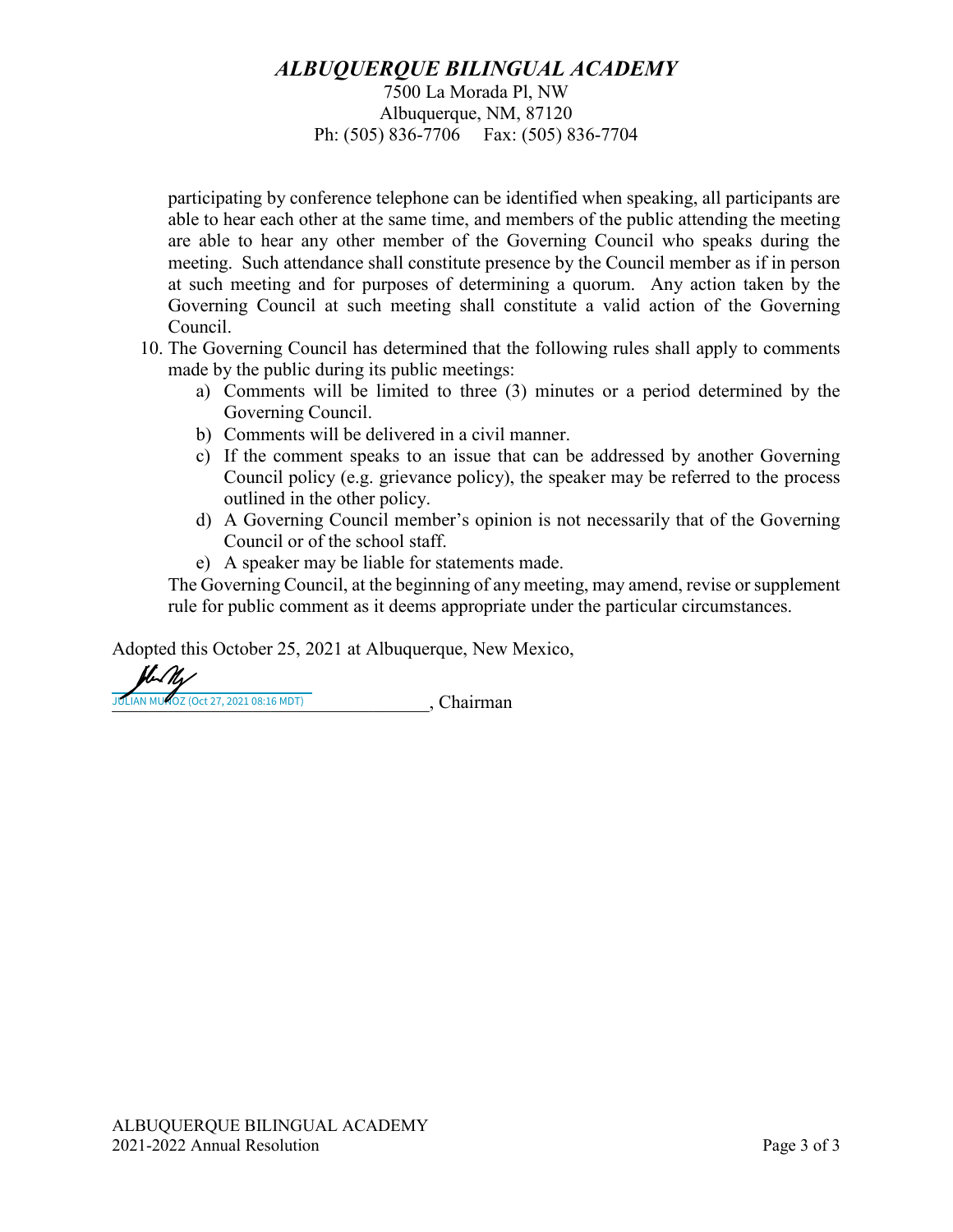participating by conference telephone can be identified when speaking, all participants are able to hear each other at the same time, and members of the public attending the meeting are able to hear any other member of the Governing Council who speaks during the meeting. Such attendance shall constitute presence by the Council member as if in person at such meeting and for purposes of determining a quorum. Any action taken by the Governing Council at such meeting shall constitute a valid action of the Governing Council.

10. The Governing Council has determined that the following rules shall apply to comments made by the public during its public meetings:
    a) Comments will be limited to three (3) minutes or a period determined by the Governing Council.
    b) Comments will be delivered in a civil manner.
    c) If the comment speaks to an issue that can be addressed by another Governing Council policy (e.g. grievance policy), the speaker may be referred to the process outlined in the other policy.
    d) A Governing Council member's opinion is not necessarily that of the Governing Council or of the school staff.
    e) A speaker may be liable for statements made.

    The Governing Council, at the beginning of any meeting, may amend, revise or supplement rule for public comment as it deems appropriate under the particular circumstances.

Adopted this October 25, 2021 at Albuquerque, New Mexico,

JULIAN MUÑOZ (Oct 27, 2021 08:16 MDT)______________, Chairman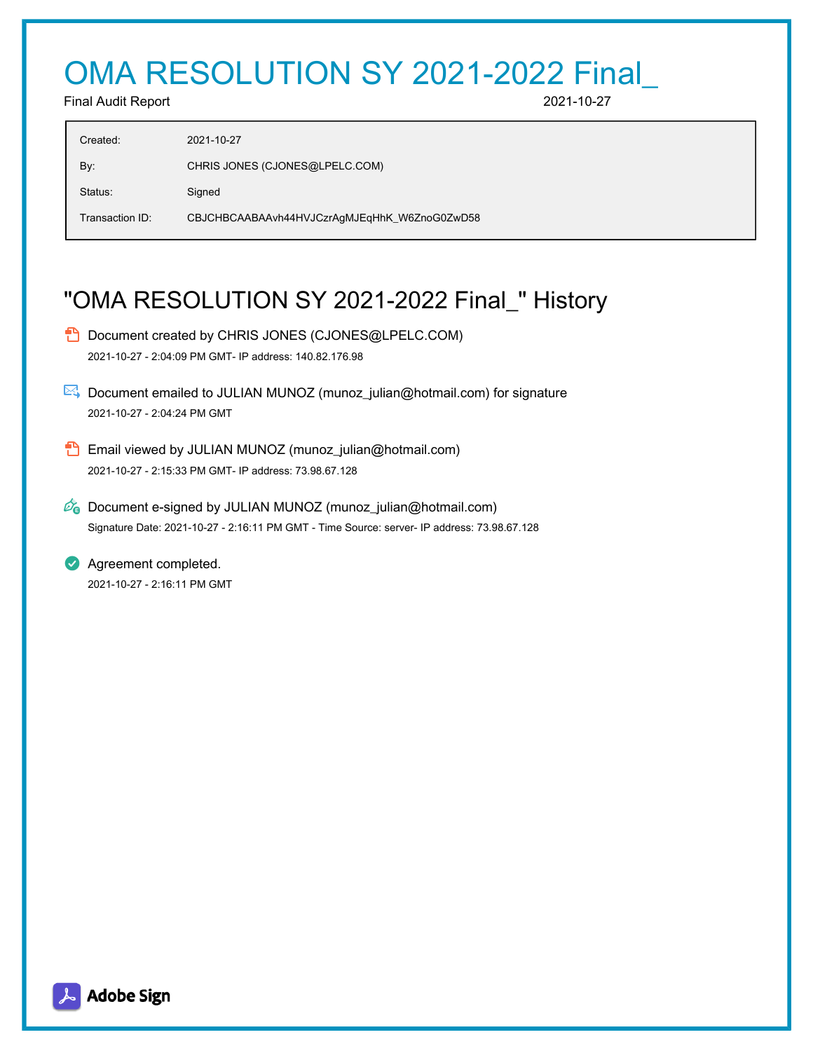# OMA RESOLUTION SY 2021-2022 Final_

Final Audit Report 2021-10-27

| | |
|---|---|
| Created: | 2021-10-27 |
| By: | CHRIS JONES (CJONES@LPELC.COM) |
| Status: | Signed |
| Transaction ID: | CBJCHBCAABAAvh44HVJCzrAgMJEqHhK_W6ZnoG0ZwD58 |

## "OMA RESOLUTION SY 2021-2022 Final_" History

- Document created by CHRIS JONES (CJONES@LPELC.COM)
  2021-10-27 - 2:04:09 PM GMT- IP address: 140.82.176.98

- Document emailed to JULIAN MUNOZ (munoz_julian@hotmail.com) for signature
  2021-10-27 - 2:04:24 PM GMT

- Email viewed by JULIAN MUNOZ (munoz_julian@hotmail.com)
  2021-10-27 - 2:15:33 PM GMT- IP address: 73.98.67.128

- Document e-signed by JULIAN MUNOZ (munoz_julian@hotmail.com)
  Signature Date: 2021-10-27 - 2:16:11 PM GMT - Time Source: server- IP address: 73.98.67.128

- Agreement completed.
  2021-10-27 - 2:16:11 PM GMT

Adobe Sign